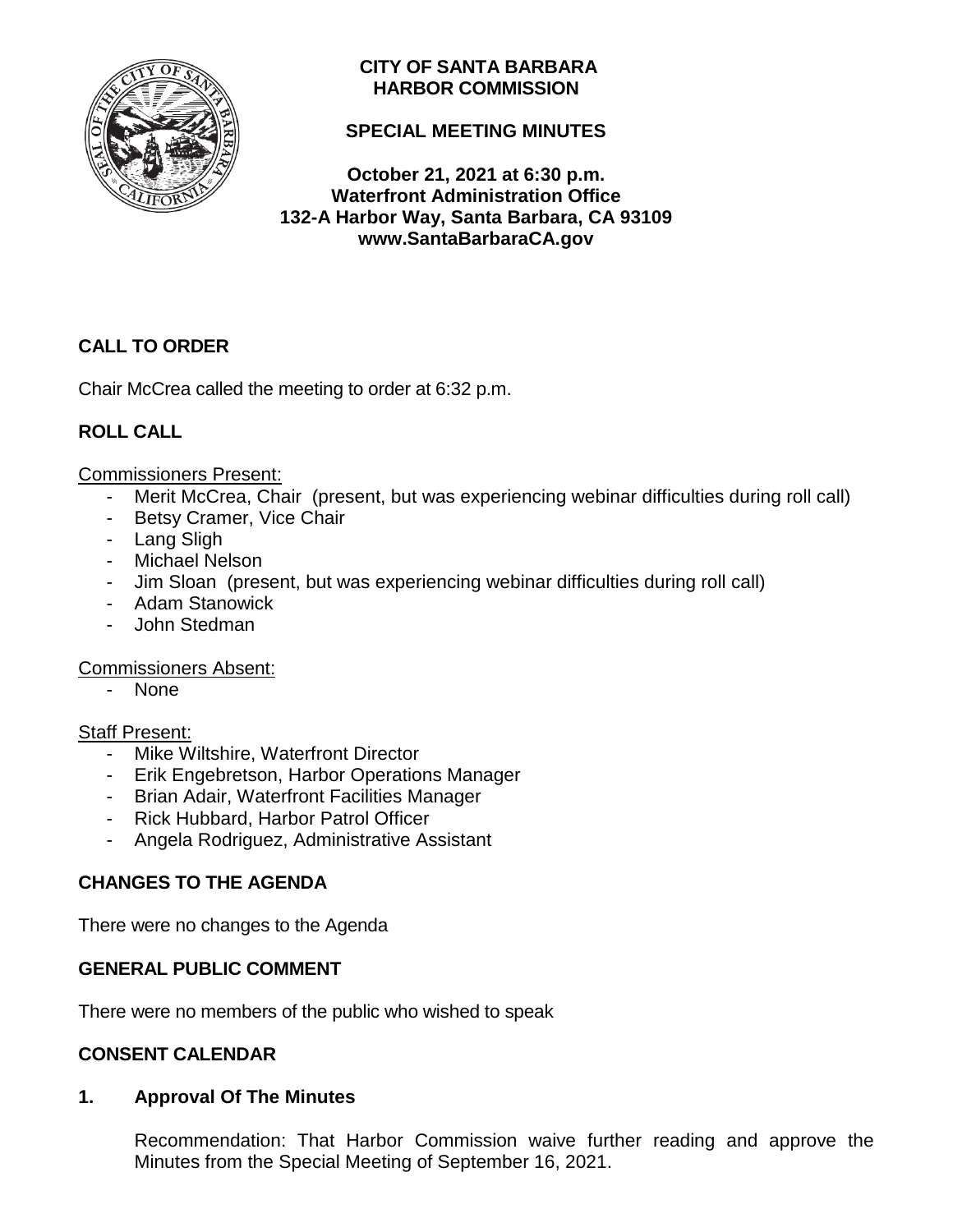**CITY OF SANTA BARBARA**
**HARBOR COMMISSION**

**SPECIAL MEETING MINUTES**

**October 21, 2021 at 6:30 p.m.**
**Waterfront Administration Office**
**132-A Harbor Way, Santa Barbara, CA 93109**
**www.SantaBarbaraCA.gov**

## CALL TO ORDER

Chair McCrea called the meeting to order at 6:32 p.m.

## ROLL CALL

Commissioners Present:

- Merit McCrea, Chair (present, but was experiencing webinar difficulties during roll call)
- Betsy Cramer, Vice Chair
- Lang Sligh
- Michael Nelson
- Jim Sloan (present, but was experiencing webinar difficulties during roll call)
- Adam Stanowick
- John Stedman

Commissioners Absent:

- None

Staff Present:

- Mike Wiltshire, Waterfront Director
- Erik Engebretson, Harbor Operations Manager
- Brian Adair, Waterfront Facilities Manager
- Rick Hubbard, Harbor Patrol Officer
- Angela Rodriguez, Administrative Assistant

## CHANGES TO THE AGENDA

There were no changes to the Agenda

## GENERAL PUBLIC COMMENT

There were no members of the public who wished to speak

## CONSENT CALENDAR

### 1. Approval Of The Minutes

Recommendation: That Harbor Commission waive further reading and approve the Minutes from the Special Meeting of September 16, 2021.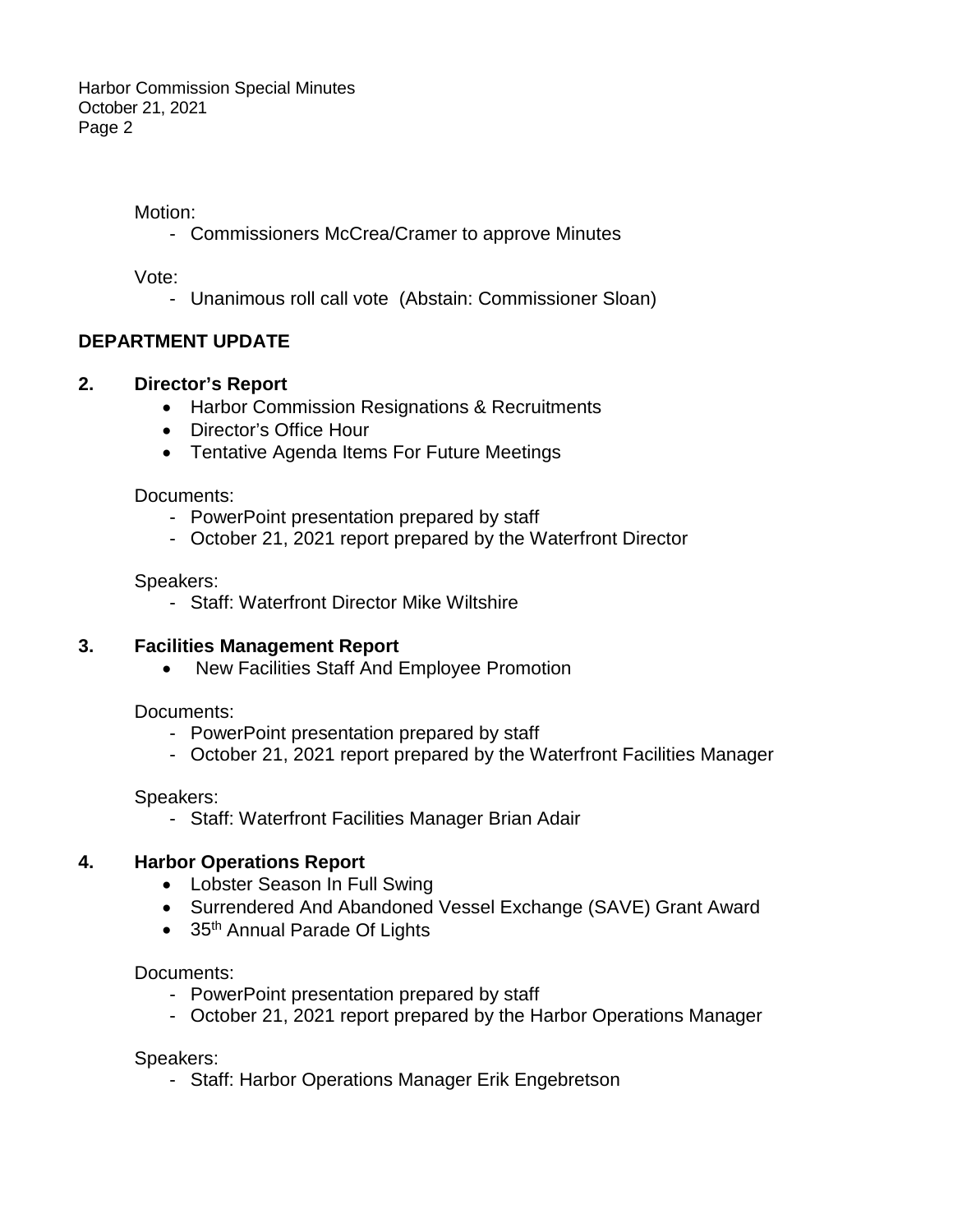Motion:

- Commissioners McCrea/Cramer to approve Minutes

Vote:

- Unanimous roll call vote (Abstain: Commissioner Sloan)

## DEPARTMENT UPDATE

### 2. Director's Report

- Harbor Commission Resignations & Recruitments
- Director's Office Hour
- Tentative Agenda Items For Future Meetings

Documents:

- PowerPoint presentation prepared by staff
- October 21, 2021 report prepared by the Waterfront Director

Speakers:

- Staff: Waterfront Director Mike Wiltshire

### 3. Facilities Management Report

- New Facilities Staff And Employee Promotion

Documents:

- PowerPoint presentation prepared by staff
- October 21, 2021 report prepared by the Waterfront Facilities Manager

Speakers:

- Staff: Waterfront Facilities Manager Brian Adair

### 4. Harbor Operations Report

- Lobster Season In Full Swing
- Surrendered And Abandoned Vessel Exchange (SAVE) Grant Award
- 35th Annual Parade Of Lights

Documents:

- PowerPoint presentation prepared by staff
- October 21, 2021 report prepared by the Harbor Operations Manager

Speakers:

- Staff: Harbor Operations Manager Erik Engebretson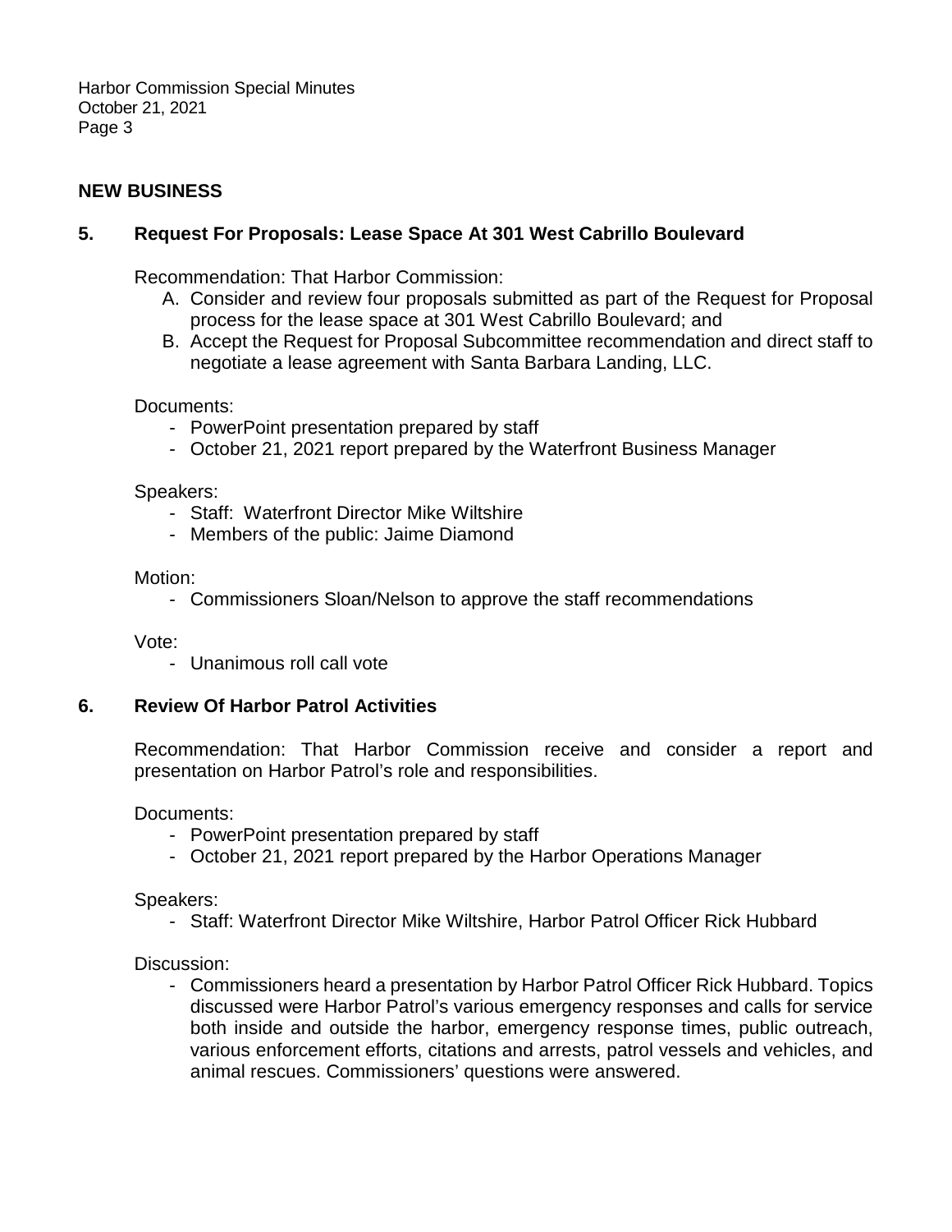## NEW BUSINESS

### 5. Request For Proposals: Lease Space At 301 West Cabrillo Boulevard

Recommendation: That Harbor Commission:

A. Consider and review four proposals submitted as part of the Request for Proposal process for the lease space at 301 West Cabrillo Boulevard; and
B. Accept the Request for Proposal Subcommittee recommendation and direct staff to negotiate a lease agreement with Santa Barbara Landing, LLC.

Documents:

- PowerPoint presentation prepared by staff
- October 21, 2021 report prepared by the Waterfront Business Manager

Speakers:

- Staff: Waterfront Director Mike Wiltshire
- Members of the public: Jaime Diamond

Motion:

- Commissioners Sloan/Nelson to approve the staff recommendations

Vote:

- Unanimous roll call vote

### 6. Review Of Harbor Patrol Activities

Recommendation: That Harbor Commission receive and consider a report and presentation on Harbor Patrol's role and responsibilities.

Documents:

- PowerPoint presentation prepared by staff
- October 21, 2021 report prepared by the Harbor Operations Manager

Speakers:

- Staff: Waterfront Director Mike Wiltshire, Harbor Patrol Officer Rick Hubbard

Discussion:

- Commissioners heard a presentation by Harbor Patrol Officer Rick Hubbard. Topics discussed were Harbor Patrol's various emergency responses and calls for service both inside and outside the harbor, emergency response times, public outreach, various enforcement efforts, citations and arrests, patrol vessels and vehicles, and animal rescues. Commissioners' questions were answered.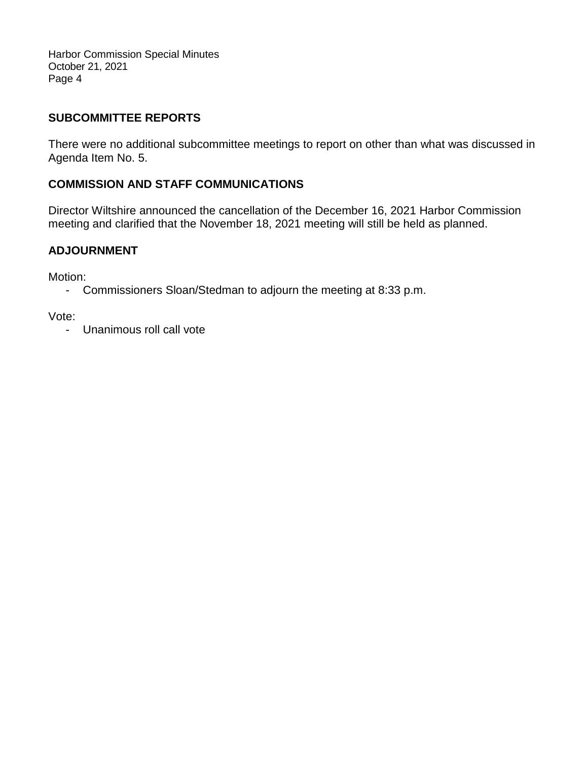## SUBCOMMITTEE REPORTS

There were no additional subcommittee meetings to report on other than what was discussed in Agenda Item No. 5.

## COMMISSION AND STAFF COMMUNICATIONS

Director Wiltshire announced the cancellation of the December 16, 2021 Harbor Commission meeting and clarified that the November 18, 2021 meeting will still be held as planned.

## ADJOURNMENT

Motion:

- Commissioners Sloan/Stedman to adjourn the meeting at 8:33 p.m.

Vote:

- Unanimous roll call vote